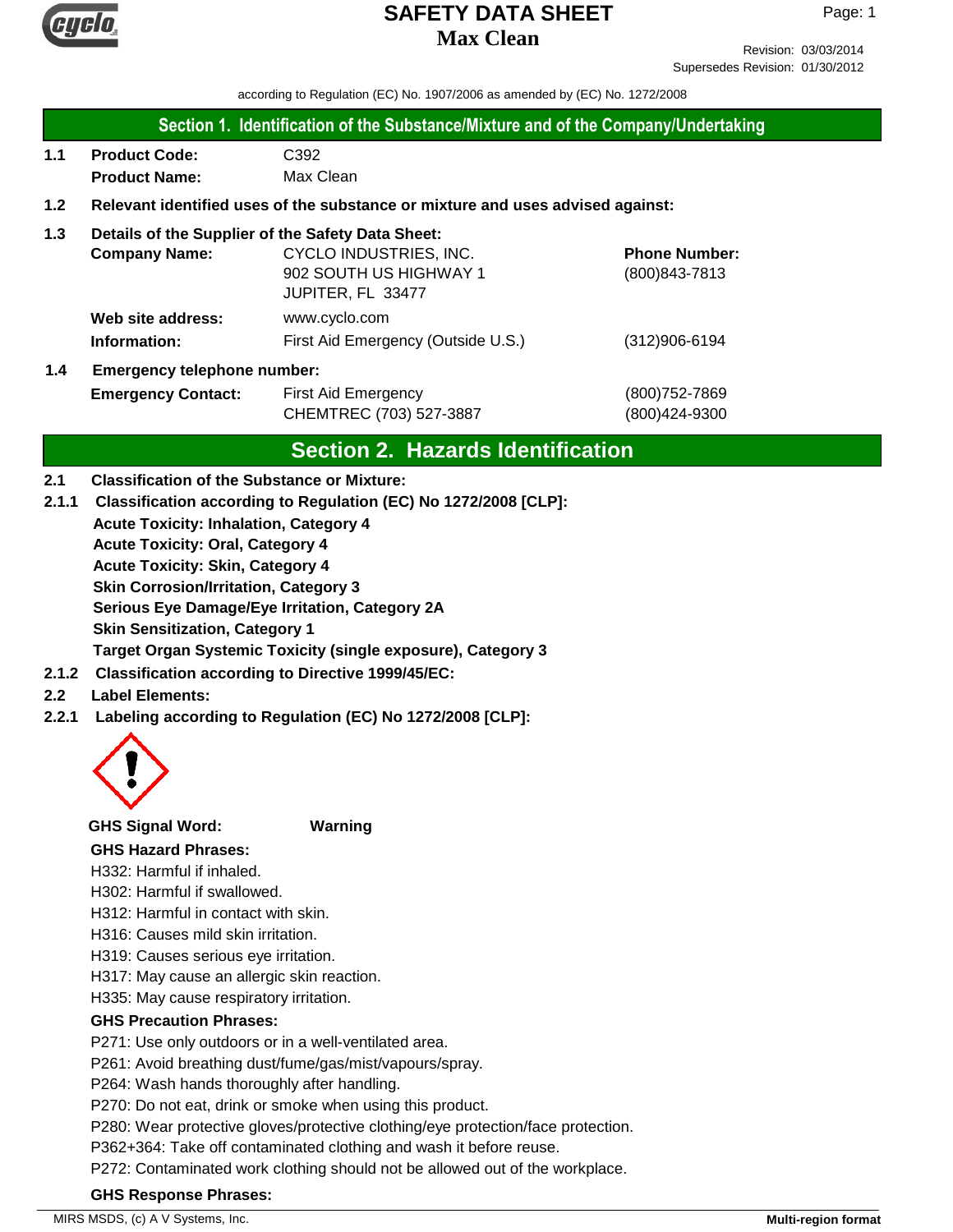# SAFETY DATA SHEET
## Max Clean

Revision: 03/03/2014
Supersedes Revision: 01/30/2012

according to Regulation (EC) No. 1907/2006 as amended by (EC) No. 1272/2008

## Section 1. Identification of the Substance/Mixture and of the Company/Undertaking

**1.1** **Product Code:** C392
**Product Name:** Max Clean

**1.2** **Relevant identified uses of the substance or mixture and uses advised against:**

**1.3** **Details of the Supplier of the Safety Data Sheet:**

| | | |
|---|---|---|
| **Company Name:** | CYCLO INDUSTRIES, INC.<br>902 SOUTH US HIGHWAY 1<br>JUPITER, FL 33477 | **Phone Number:**<br>(800)843-7813 |
| **Web site address:** | www.cyclo.com | |
| **Information:** | First Aid Emergency (Outside U.S.) | (312)906-6194 |

**1.4** **Emergency telephone number:**

| | | |
|---|---|---|
| **Emergency Contact:** | First Aid Emergency | (800)752-7869 |
| | CHEMTREC (703) 527-3887 | (800)424-9300 |

## Section 2. Hazards Identification

**2.1** **Classification of the Substance or Mixture:**

**2.1.1** **Classification according to Regulation (EC) No 1272/2008 [CLP]:**

**Acute Toxicity: Inhalation, Category 4**
**Acute Toxicity: Oral, Category 4**
**Acute Toxicity: Skin, Category 4**
**Skin Corrosion/Irritation, Category 3**
**Serious Eye Damage/Eye Irritation, Category 2A**
**Skin Sensitization, Category 1**
**Target Organ Systemic Toxicity (single exposure), Category 3**

**2.1.2** **Classification according to Directive 1999/45/EC:**

**2.2** **Label Elements:**

**2.2.1** **Labeling according to Regulation (EC) No 1272/2008 [CLP]:**

**GHS Signal Word:** **Warning**

**GHS Hazard Phrases:**

H332: Harmful if inhaled.
H302: Harmful if swallowed.
H312: Harmful in contact with skin.
H316: Causes mild skin irritation.
H319: Causes serious eye irritation.
H317: May cause an allergic skin reaction.
H335: May cause respiratory irritation.

**GHS Precaution Phrases:**

P271: Use only outdoors or in a well-ventilated area.
P261: Avoid breathing dust/fume/gas/mist/vapours/spray.
P264: Wash hands thoroughly after handling.
P270: Do not eat, drink or smoke when using this product.
P280: Wear protective gloves/protective clothing/eye protection/face protection.
P362+364: Take off contaminated clothing and wash it before reuse.
P272: Contaminated work clothing should not be allowed out of the workplace.

**GHS Response Phrases:**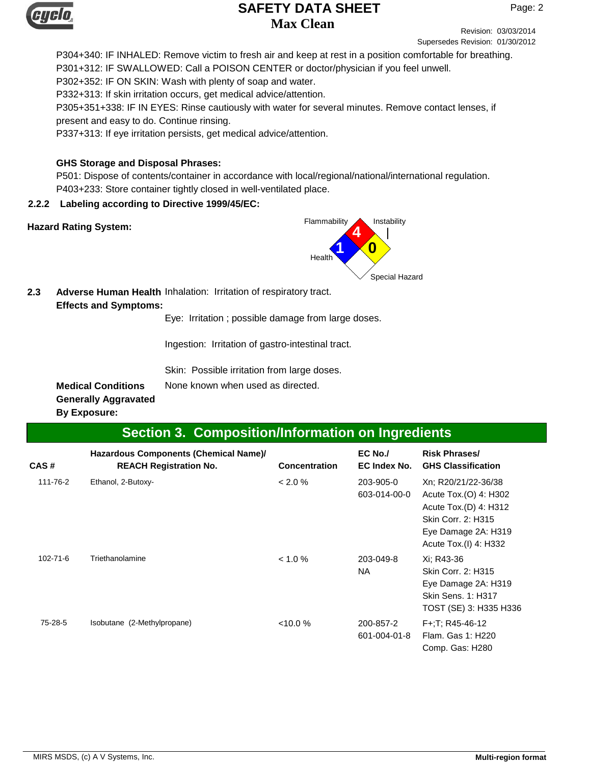P304+340: IF INHALED: Remove victim to fresh air and keep at rest in a position comfortable for breathing.
P301+312: IF SWALLOWED: Call a POISON CENTER or doctor/physician if you feel unwell.
P302+352: IF ON SKIN: Wash with plenty of soap and water.
P332+313: If skin irritation occurs, get medical advice/attention.
P305+351+338: IF IN EYES: Rinse cautiously with water for several minutes. Remove contact lenses, if present and easy to do. Continue rinsing.
P337+313: If eye irritation persists, get medical advice/attention.

**GHS Storage and Disposal Phrases:**

P501: Dispose of contents/container in accordance with local/regional/national/international regulation.
P403+233: Store container tightly closed in well-ventilated place.

### 2.2.2 Labeling according to Directive 1999/45/EC:

**Hazard Rating System:**

Flammability: 4
Instability: 0
Health: 1
Special Hazard:

### 2.3 Adverse Human Health Effects and Symptoms:

Inhalation: Irritation of respiratory tract.

Eye: Irritation ; possible damage from large doses.

Ingestion: Irritation of gastro-intestinal tract.

Skin: Possible irritation from large doses.

**Medical Conditions Generally Aggravated By Exposure:** None known when used as directed.

## Section 3. Composition/Information on Ingredients

| CAS # | Hazardous Components (Chemical Name)/ REACH Registration No. | Concentration | EC No./ EC Index No. | Risk Phrases/ GHS Classification |
|---|---|---|---|---|
| 111-76-2 | Ethanol, 2-Butoxy- | < 2.0 % | 203-905-0<br>603-014-00-0 | Xn; R20/21/22-36/38<br>Acute Tox.(O) 4: H302<br>Acute Tox.(D) 4: H312<br>Skin Corr. 2: H315<br>Eye Damage 2A: H319<br>Acute Tox.(I) 4: H332 |
| 102-71-6 | Triethanolamine | < 1.0 % | 203-049-8<br>NA | Xi; R43-36<br>Skin Corr. 2: H315<br>Eye Damage 2A: H319<br>Skin Sens. 1: H317<br>TOST (SE) 3: H335 H336 |
| 75-28-5 | Isobutane (2-Methylpropane) | <10.0 % | 200-857-2<br>601-004-01-8 | F+;T; R45-46-12<br>Flam. Gas 1: H220<br>Comp. Gas: H280 |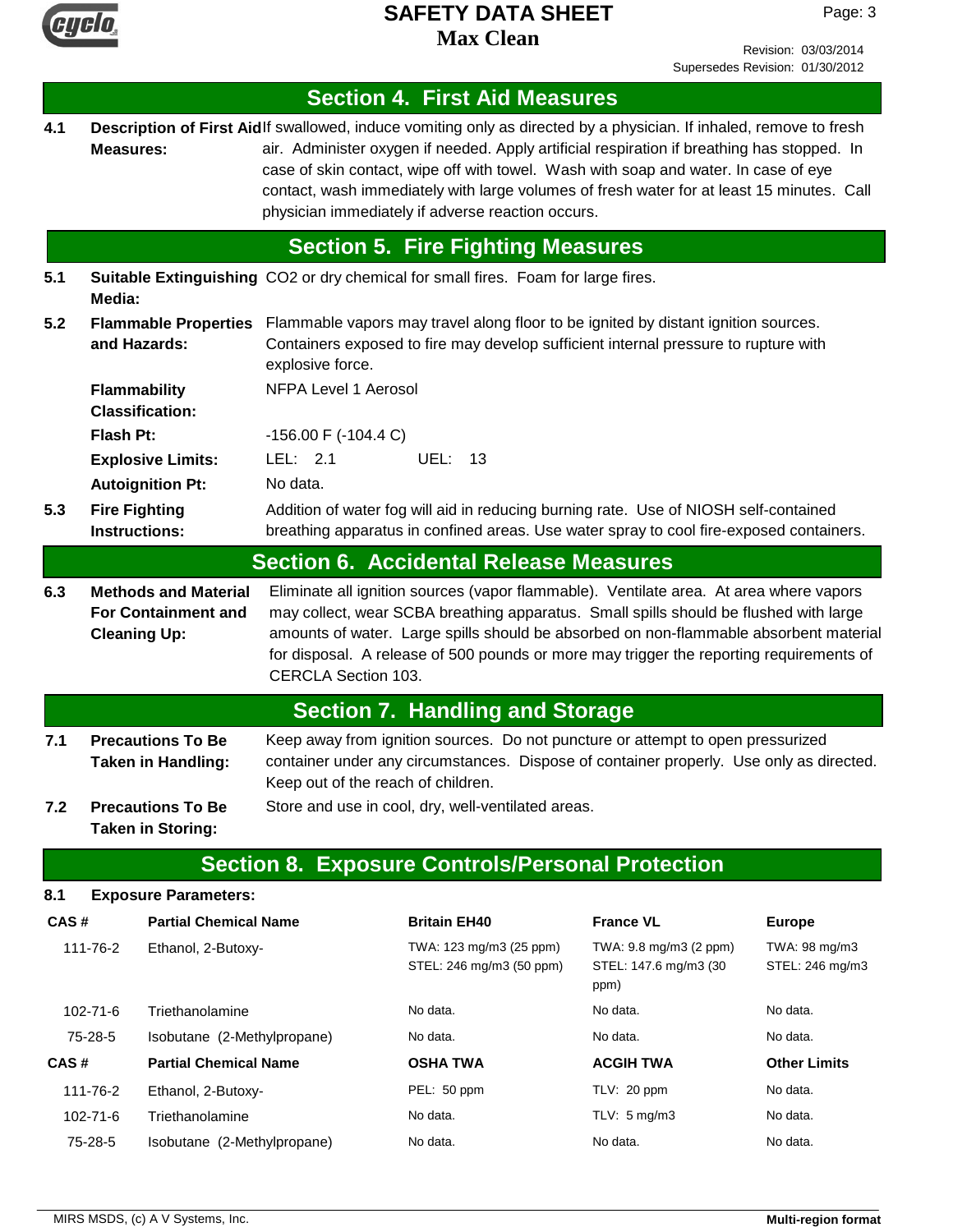## Section 4. First Aid Measures

**4.1 Description of First Aid Measures:** If swallowed, induce vomiting only as directed by a physician. If inhaled, remove to fresh air. Administer oxygen if needed. Apply artificial respiration if breathing has stopped. In case of skin contact, wipe off with towel. Wash with soap and water. In case of eye contact, wash immediately with large volumes of fresh water for at least 15 minutes. Call physician immediately if adverse reaction occurs.

## Section 5. Fire Fighting Measures

**5.1 Suitable Extinguishing Media:** $CO_2$ or dry chemical for small fires. Foam for large fires.

**5.2 Flammable Properties and Hazards:** Flammable vapors may travel along floor to be ignited by distant ignition sources. Containers exposed to fire may develop sufficient internal pressure to rupture with explosive force.

**Flammability Classification:** NFPA Level 1 Aerosol

**Flash Pt:** -156.00 F (-104.4 C)

**Explosive Limits:** LEL: 2.1 UEL: 13

**Autoignition Pt:** No data.

**5.3 Fire Fighting Instructions:** Addition of water fog will aid in reducing burning rate. Use of NIOSH self-contained breathing apparatus in confined areas. Use water spray to cool fire-exposed containers.

## Section 6. Accidental Release Measures

**6.3 Methods and Material For Containment and Cleaning Up:** Eliminate all ignition sources (vapor flammable). Ventilate area. At area where vapors may collect, wear SCBA breathing apparatus. Small spills should be flushed with large amounts of water. Large spills should be absorbed on non-flammable absorbent material for disposal. A release of 500 pounds or more may trigger the reporting requirements of CERCLA Section 103.

## Section 7. Handling and Storage

**7.1 Precautions To Be Taken in Handling:** Keep away from ignition sources. Do not puncture or attempt to open pressurized container under any circumstances. Dispose of container properly. Use only as directed. Keep out of the reach of children.

**7.2 Precautions To Be Taken in Storing:** Store and use in cool, dry, well-ventilated areas.

## Section 8. Exposure Controls/Personal Protection

**8.1 Exposure Parameters:**

| CAS # | Partial Chemical Name | Britain EH40 | France VL | Europe |
|---|---|---|---|---|
| 111-76-2 | Ethanol, 2-Butoxy- | TWA: 123 mg/m3 (25 ppm)<br>STEL: 246 mg/m3 (50 ppm) | TWA: 9.8 mg/m3 (2 ppm)<br>STEL: 147.6 mg/m3 (30 ppm) | TWA: 98 mg/m3<br>STEL: 246 mg/m3 |
| 102-71-6 | Triethanolamine | No data. | No data. | No data. |
| 75-28-5 | Isobutane (2-Methylpropane) | No data. | No data. | No data. |

| CAS # | Partial Chemical Name | OSHA TWA | ACGIH TWA | Other Limits |
|---|---|---|---|---|
| 111-76-2 | Ethanol, 2-Butoxy- | PEL: 50 ppm | TLV: 20 ppm | No data. |
| 102-71-6 | Triethanolamine | No data. | TLV: 5 mg/m3 | No data. |
| 75-28-5 | Isobutane (2-Methylpropane) | No data. | No data. | No data. |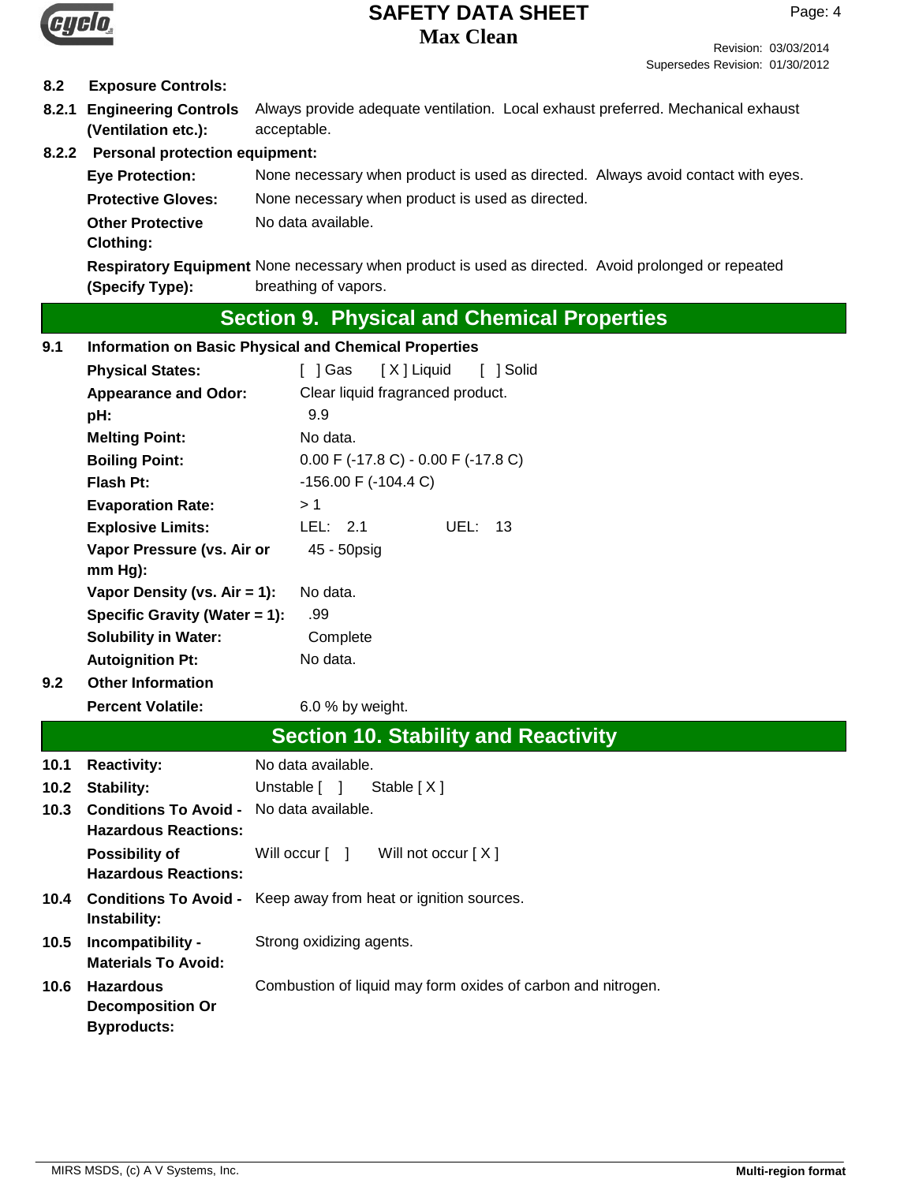**8.2 Exposure Controls:**

**8.2.1 Engineering Controls (Ventilation etc.):** Always provide adequate ventilation. Local exhaust preferred. Mechanical exhaust acceptable.

**8.2.2 Personal protection equipment:**

**Eye Protection:** None necessary when product is used as directed. Always avoid contact with eyes.

**Protective Gloves:** None necessary when product is used as directed.

**Other Protective Clothing:** No data available.

**Respiratory Equipment (Specify Type):** None necessary when product is used as directed. Avoid prolonged or repeated breathing of vapors.

## Section 9. Physical and Chemical Properties

**9.1 Information on Basic Physical and Chemical Properties**

| | |
|---|---|
| **Physical States:** | [ ] Gas [ X ] Liquid [ ] Solid |
| **Appearance and Odor:** | Clear liquid fragranced product. |
| **pH:** | 9.9 |
| **Melting Point:** | No data. |
| **Boiling Point:** | 0.00 F (-17.8 C) - 0.00 F (-17.8 C) |
| **Flash Pt:** | -156.00 F (-104.4 C) |
| **Evaporation Rate:** | > 1 |
| **Explosive Limits:** | LEL: 2.1 UEL: 13 |
| **Vapor Pressure (vs. Air or mm Hg):** | 45 - 50psig |
| **Vapor Density (vs. Air = 1):** | No data. |
| **Specific Gravity (Water = 1):** | .99 |
| **Solubility in Water:** | Complete |
| **Autoignition Pt:** | No data. |

**9.2 Other Information**

**Percent Volatile:** 6.0 % by weight.

## Section 10. Stability and Reactivity

**10.1 Reactivity:** No data available.

**10.2 Stability:** Unstable [ ] Stable [ X ]

**10.3 Conditions To Avoid - Hazardous Reactions:** No data available.

**Possibility of Hazardous Reactions:** Will occur [ ] Will not occur [ X ]

**10.4 Conditions To Avoid - Instability:** Keep away from heat or ignition sources.

**10.5 Incompatibility - Materials To Avoid:** Strong oxidizing agents.

**10.6 Hazardous Decomposition Or Byproducts:** Combustion of liquid may form oxides of carbon and nitrogen.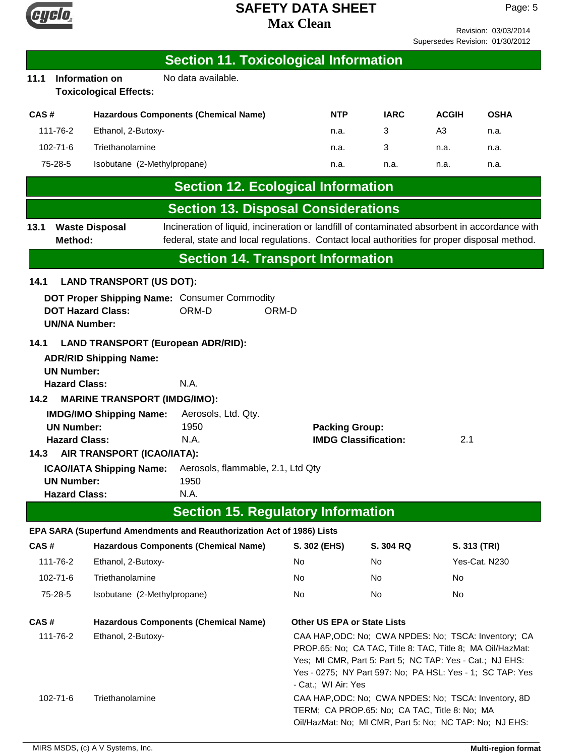## Section 11. Toxicological Information

**11.1 Information on Toxicological Effects:** No data available.

| CAS # | Hazardous Components (Chemical Name) | NTP | IARC | ACGIH | OSHA |
|---|---|---|---|---|---|
| 111-76-2 | Ethanol, 2-Butoxy- | n.a. | 3 | A3 | n.a. |
| 102-71-6 | Triethanolamine | n.a. | 3 | n.a. | n.a. |
| 75-28-5 | Isobutane (2-Methylpropane) | n.a. | n.a. | n.a. | n.a. |

## Section 12. Ecological Information

## Section 13. Disposal Considerations

**13.1 Waste Disposal Method:** Incineration of liquid, incineration or landfill of contaminated absorbent in accordance with federal, state and local regulations. Contact local authorities for proper disposal method.

## Section 14. Transport Information

**14.1 LAND TRANSPORT (US DOT):**

**DOT Proper Shipping Name:** Consumer Commodity
**DOT Hazard Class:** ORM-D ORM-D
**UN/NA Number:**

**14.1 LAND TRANSPORT (European ADR/RID):**

**ADR/RID Shipping Name:**
**UN Number:**
**Hazard Class:** N.A.

**14.2 MARINE TRANSPORT (IMDG/IMO):**

**IMDG/IMO Shipping Name:** Aerosols, Ltd. Qty.
**UN Number:** 1950
**Packing Group:**
**Hazard Class:** N.A.
**IMDG Classification:** 2.1

**14.3 AIR TRANSPORT (ICAO/IATA):**

**ICAO/IATA Shipping Name:** Aerosols, flammable, 2.1, Ltd Qty
**UN Number:** 1950
**Hazard Class:** N.A.

## Section 15. Regulatory Information

**EPA SARA (Superfund Amendments and Reauthorization Act of 1986) Lists**

| CAS # | Hazardous Components (Chemical Name) | S. 302 (EHS) | S. 304 RQ | S. 313 (TRI) |
|---|---|---|---|---|
| 111-76-2 | Ethanol, 2-Butoxy- | No | No | Yes-Cat. N230 |
| 102-71-6 | Triethanolamine | No | No | No |
| 75-28-5 | Isobutane (2-Methylpropane) | No | No | No |

| CAS # | Hazardous Components (Chemical Name) | Other US EPA or State Lists |
|---|---|---|
| 111-76-2 | Ethanol, 2-Butoxy- | CAA HAP,ODC: No; CWA NPDES: No; TSCA: Inventory; CA PROP.65: No; CA TAC, Title 8: TAC, Title 8; MA Oil/HazMat: Yes; MI CMR, Part 5: Part 5; NC TAP: Yes - Cat.; NJ EHS: Yes - 0275; NY Part 597: No; PA HSL: Yes - 1; SC TAP: Yes - Cat.; WI Air: Yes |
| 102-71-6 | Triethanolamine | CAA HAP,ODC: No; CWA NPDES: No; TSCA: Inventory, 8D TERM; CA PROP.65: No; CA TAC, Title 8: No; MA Oil/HazMat: No; MI CMR, Part 5: No; NC TAP: No; NJ EHS: |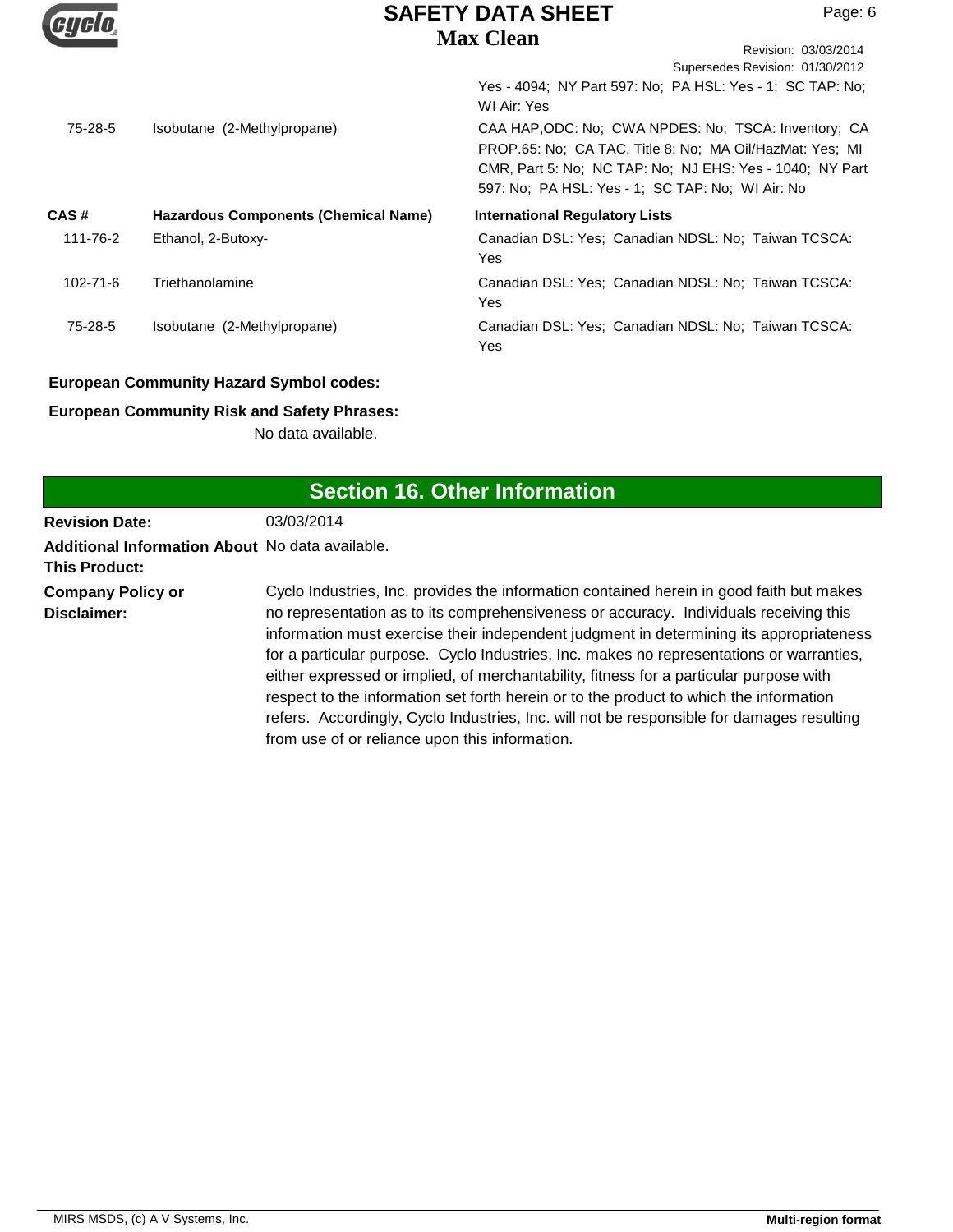| | | |
|---|---|---|
| | | Yes - 4094; NY Part 597: No; PA HSL: Yes - 1; SC TAP: No; WI Air: Yes |
| 75-28-5 | Isobutane (2-Methylpropane) | CAA HAP,ODC: No; CWA NPDES: No; TSCA: Inventory; CA PROP.65: No; CA TAC, Title 8: No; MA Oil/HazMat: Yes; MI CMR, Part 5: No; NC TAP: No; NJ EHS: Yes - 1040; NY Part 597: No; PA HSL: Yes - 1; SC TAP: No; WI Air: No |

| CAS # | Hazardous Components (Chemical Name) | International Regulatory Lists |
|---|---|---|
| 111-76-2 | Ethanol, 2-Butoxy- | Canadian DSL: Yes; Canadian NDSL: No; Taiwan TCSCA: Yes |
| 102-71-6 | Triethanolamine | Canadian DSL: Yes; Canadian NDSL: No; Taiwan TCSCA: Yes |
| 75-28-5 | Isobutane (2-Methylpropane) | Canadian DSL: Yes; Canadian NDSL: No; Taiwan TCSCA: Yes |

**European Community Hazard Symbol codes:**

**European Community Risk and Safety Phrases:**

No data available.

## Section 16. Other Information

**Revision Date:** 03/03/2014

**Additional Information About This Product:** No data available.

**Company Policy or Disclaimer:** Cyclo Industries, Inc. provides the information contained herein in good faith but makes no representation as to its comprehensiveness or accuracy. Individuals receiving this information must exercise their independent judgment in determining its appropriateness for a particular purpose. Cyclo Industries, Inc. makes no representations or warranties, either expressed or implied, of merchantability, fitness for a particular purpose with respect to the information set forth herein or to the product to which the information refers. Accordingly, Cyclo Industries, Inc. will not be responsible for damages resulting from use of or reliance upon this information.